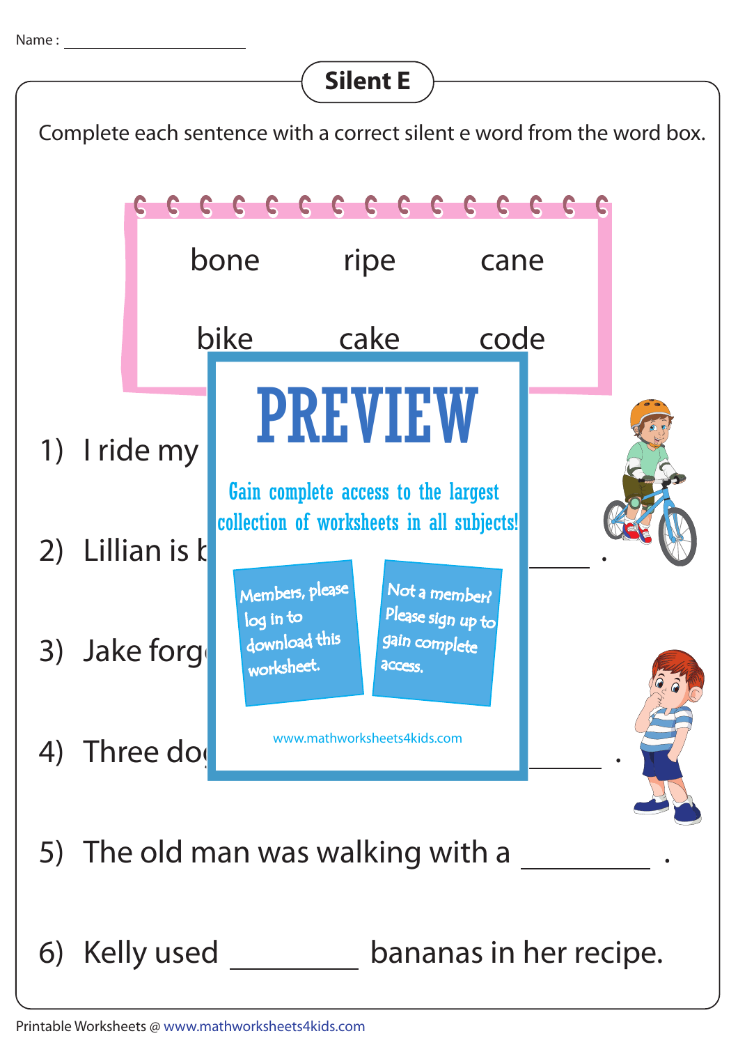Name : ____________________

# Silent E

Complete each sentence with a correct silent e word from the word box.

| | | |
|---|---|---|
| bone | ripe | cane |
| bike | cake | code |

PREVIEW

Gain complete access to the largest collection of worksheets in all subjects!

Members, please log in to download this worksheet.

Not a member? Please sign up to gain complete access.

www.mathworksheets4kids.com

1) I ride my

2) Lillian is b __________ .

3) Jake forg

4) Three do __________ .

5) The old man was walking with a __________ .

6) Kelly used __________ bananas in her recipe.

Printable Worksheets @ www.mathworksheets4kids.com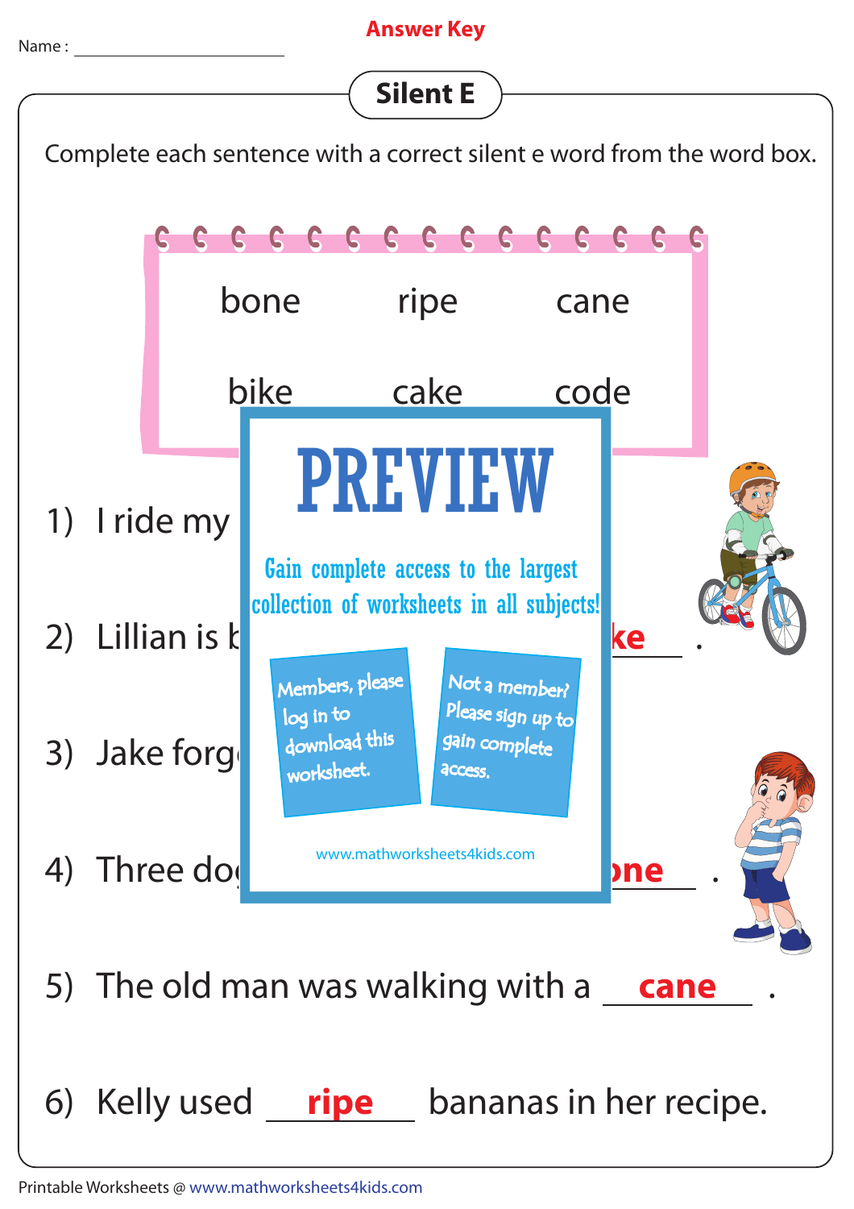Name : ____________________

**Answer Key**

# Silent E

Complete each sentence with a correct silent e word from the word box.

| | | |
|---|---|---|
| bone | ripe | cane |
| bike | cake | code |

PREVIEW

Gain complete access to the largest collection of worksheets in all subjects!

Members, please log in to download this worksheet.

Not a member? Please sign up to gain complete access.

www.mathworksheets4kids.com

1) I ride my

2) Lillian is b ke .

3) Jake forg

4) Three do one .

5) The old man was walking with a **cane** .

6) Kelly used **ripe** bananas in her recipe.

Printable Worksheets @ www.mathworksheets4kids.com